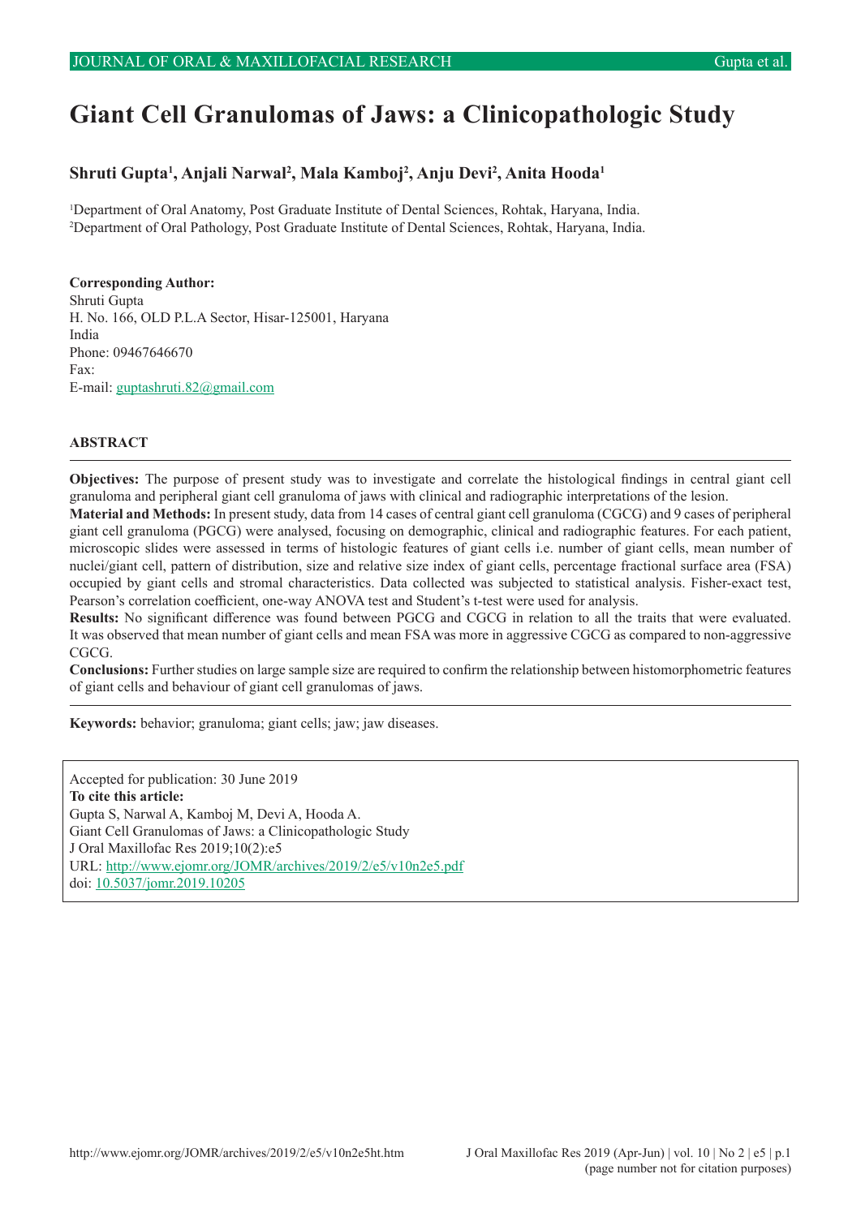# Giant Cell Granulomas of Jaws: a Clinicopathologic Study

**Shruti Gupta[1], Anjali Narwal[2], Mala Kamboj[2], Anju Devi[2], Anita Hooda[1]**

[1]Department of Oral Anatomy, Post Graduate Institute of Dental Sciences, Rohtak, Haryana, India.
[2]Department of Oral Pathology, Post Graduate Institute of Dental Sciences, Rohtak, Haryana, India.

**Corresponding Author:**
Shruti Gupta
H. No. 166, OLD P.L.A Sector, Hisar-125001, Haryana
India
Phone: 09467646670
Fax:
E-mail: guptashruti.82@gmail.com

## ABSTRACT

**Objectives:** The purpose of present study was to investigate and correlate the histological findings in central giant cell granuloma and peripheral giant cell granuloma of jaws with clinical and radiographic interpretations of the lesion.

**Material and Methods:** In present study, data from 14 cases of central giant cell granuloma (CGCG) and 9 cases of peripheral giant cell granuloma (PGCG) were analysed, focusing on demographic, clinical and radiographic features. For each patient, microscopic slides were assessed in terms of histologic features of giant cells i.e. number of giant cells, mean number of nuclei/giant cell, pattern of distribution, size and relative size index of giant cells, percentage fractional surface area (FSA) occupied by giant cells and stromal characteristics. Data collected was subjected to statistical analysis. Fisher-exact test, Pearson's correlation coefficient, one-way ANOVA test and Student's t-test were used for analysis.

**Results:** No significant difference was found between PGCG and CGCG in relation to all the traits that were evaluated. It was observed that mean number of giant cells and mean FSA was more in aggressive CGCG as compared to non-aggressive CGCG.

**Conclusions:** Further studies on large sample size are required to confirm the relationship between histomorphometric features of giant cells and behaviour of giant cell granulomas of jaws.

**Keywords:** behavior; granuloma; giant cells; jaw; jaw diseases.

Accepted for publication: 30 June 2019
**To cite this article:**
Gupta S, Narwal A, Kamboj M, Devi A, Hooda A.
Giant Cell Granulomas of Jaws: a Clinicopathologic Study
J Oral Maxillofac Res 2019;10(2):e5
URL: http://www.ejomr.org/JOMR/archives/2019/2/e5/v10n2e5.pdf
doi: 10.5037/jomr.2019.10205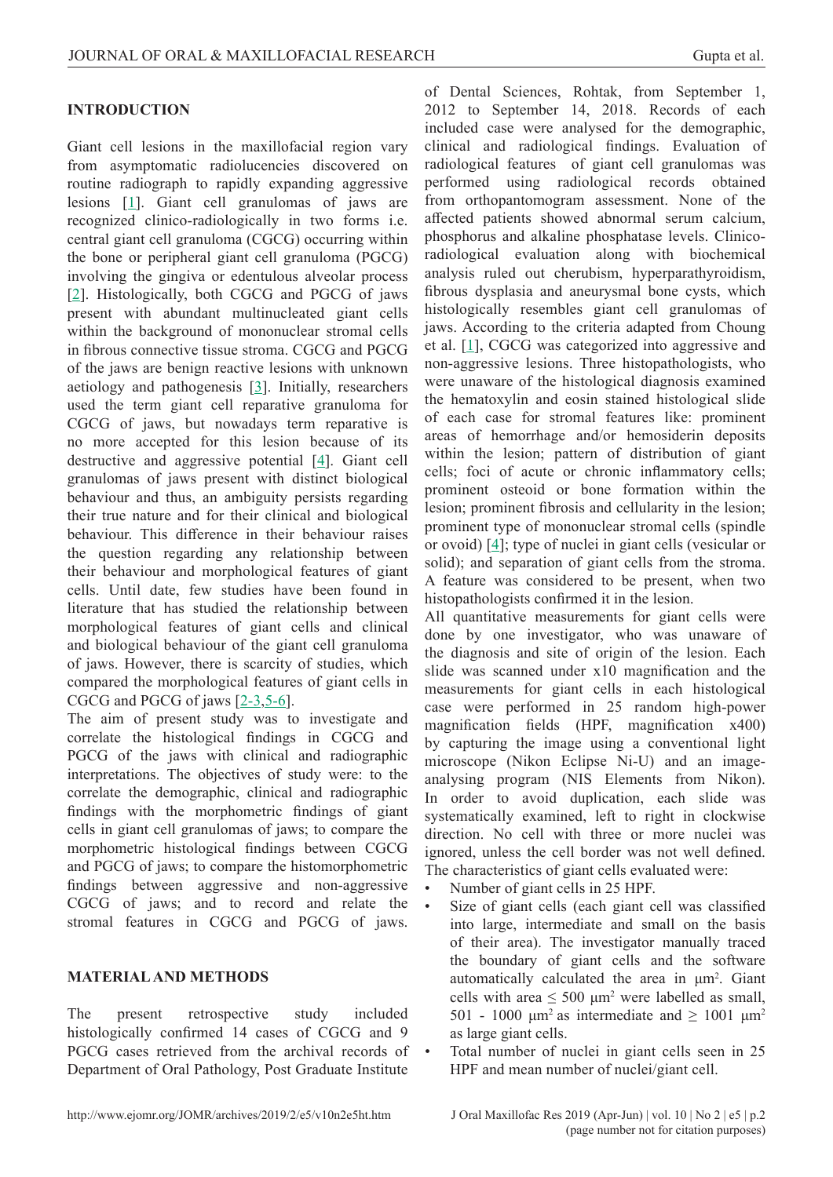## INTRODUCTION

Giant cell lesions in the maxillofacial region vary from asymptomatic radiolucencies discovered on routine radiograph to rapidly expanding aggressive lesions [1]. Giant cell granulomas of jaws are recognized clinico-radiologically in two forms i.e. central giant cell granuloma (CGCG) occurring within the bone or peripheral giant cell granuloma (PGCG) involving the gingiva or edentulous alveolar process [2]. Histologically, both CGCG and PGCG of jaws present with abundant multinucleated giant cells within the background of mononuclear stromal cells in fibrous connective tissue stroma. CGCG and PGCG of the jaws are benign reactive lesions with unknown aetiology and pathogenesis [3]. Initially, researchers used the term giant cell reparative granuloma for CGCG of jaws, but nowadays term reparative is no more accepted for this lesion because of its destructive and aggressive potential [4]. Giant cell granulomas of jaws present with distinct biological behaviour and thus, an ambiguity persists regarding their true nature and for their clinical and biological behaviour. This difference in their behaviour raises the question regarding any relationship between their behaviour and morphological features of giant cells. Until date, few studies have been found in literature that has studied the relationship between morphological features of giant cells and clinical and biological behaviour of the giant cell granuloma of jaws. However, there is scarcity of studies, which compared the morphological features of giant cells in CGCG and PGCG of jaws [2-3,5-6].

The aim of present study was to investigate and correlate the histological findings in CGCG and PGCG of the jaws with clinical and radiographic interpretations. The objectives of study were: to the correlate the demographic, clinical and radiographic findings with the morphometric findings of giant cells in giant cell granulomas of jaws; to compare the morphometric histological findings between CGCG and PGCG of jaws; to compare the histomorphometric findings between aggressive and non-aggressive CGCG of jaws; and to record and relate the stromal features in CGCG and PGCG of jaws.

## MATERIAL AND METHODS

The present retrospective study included histologically confirmed 14 cases of CGCG and 9 PGCG cases retrieved from the archival records of Department of Oral Pathology, Post Graduate Institute of Dental Sciences, Rohtak, from September 1, 2012 to September 14, 2018. Records of each included case were analysed for the demographic, clinical and radiological findings. Evaluation of radiological features of giant cell granulomas was performed using radiological records obtained from orthopantomogram assessment. None of the affected patients showed abnormal serum calcium, phosphorus and alkaline phosphatase levels. Clinico-radiological evaluation along with biochemical analysis ruled out cherubism, hyperparathyroidism, fibrous dysplasia and aneurysmal bone cysts, which histologically resembles giant cell granulomas of jaws. According to the criteria adapted from Choung et al. [1], CGCG was categorized into aggressive and non-aggressive lesions. Three histopathologists, who were unaware of the histological diagnosis examined the hematoxylin and eosin stained histological slide of each case for stromal features like: prominent areas of hemorrhage and/or hemosiderin deposits within the lesion; pattern of distribution of giant cells; foci of acute or chronic inflammatory cells; prominent osteoid or bone formation within the lesion; prominent fibrosis and cellularity in the lesion; prominent type of mononuclear stromal cells (spindle or ovoid) [4]; type of nuclei in giant cells (vesicular or solid); and separation of giant cells from the stroma. A feature was considered to be present, when two histopathologists confirmed it in the lesion.

All quantitative measurements for giant cells were done by one investigator, who was unaware of the diagnosis and site of origin of the lesion. Each slide was scanned under x10 magnification and the measurements for giant cells in each histological case were performed in 25 random high-power magnification fields (HPF, magnification x400) by capturing the image using a conventional light microscope (Nikon Eclipse Ni-U) and an image-analysing program (NIS Elements from Nikon). In order to avoid duplication, each slide was systematically examined, left to right in clockwise direction. No cell with three or more nuclei was ignored, unless the cell border was not well defined. The characteristics of giant cells evaluated were:

- Number of giant cells in 25 HPF.
- Size of giant cells (each giant cell was classified into large, intermediate and small on the basis of their area). The investigator manually traced the boundary of giant cells and the software automatically calculated the area in $\mu m^2$. Giant cells with area $\leq 500$ $\mu m^2$ were labelled as small, 501 - 1000 $\mu m^2$ as intermediate and $\geq 1001$ $\mu m^2$ as large giant cells.
- Total number of nuclei in giant cells seen in 25 HPF and mean number of nuclei/giant cell.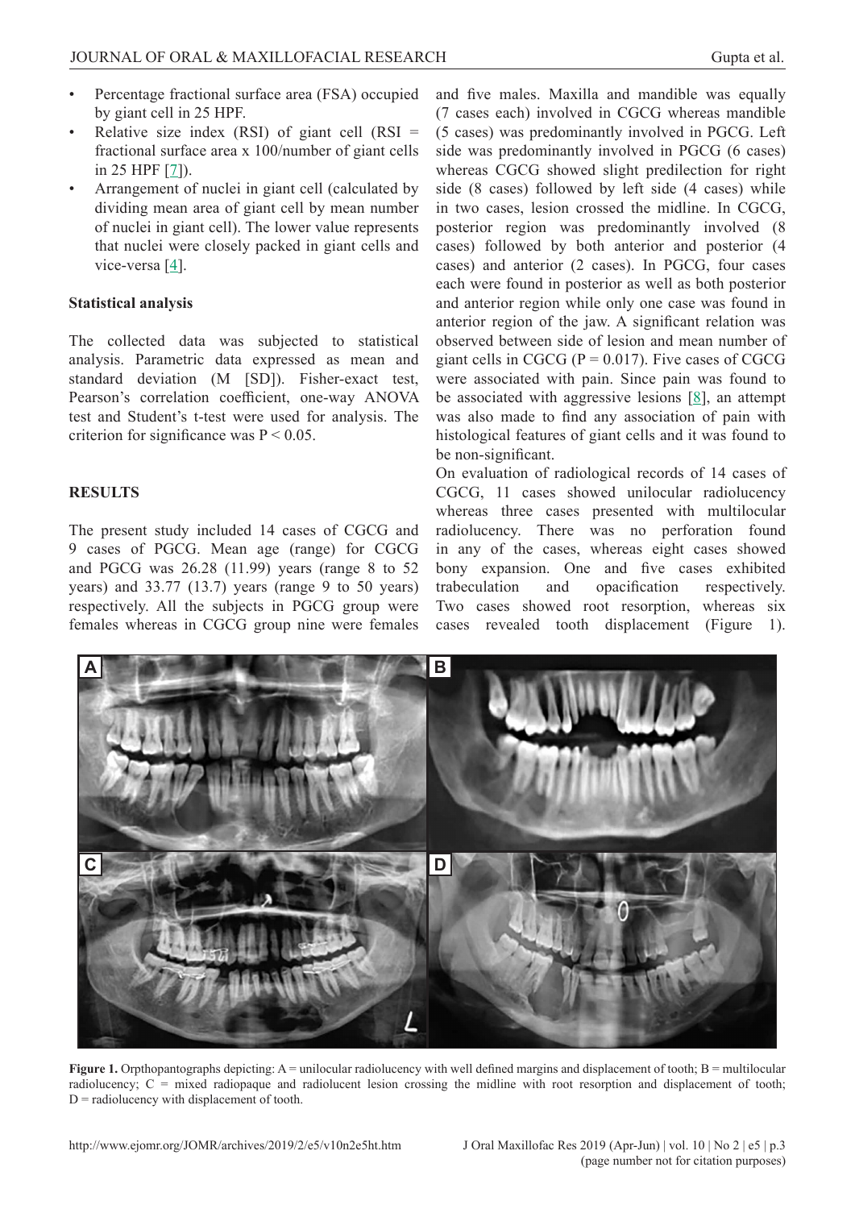- Percentage fractional surface area (FSA) occupied by giant cell in 25 HPF.
- Relative size index (RSI) of giant cell (RSI = fractional surface area x 100/number of giant cells in 25 HPF [7]).
- Arrangement of nuclei in giant cell (calculated by dividing mean area of giant cell by mean number of nuclei in giant cell). The lower value represents that nuclei were closely packed in giant cells and vice-versa [4].

### Statistical analysis

The collected data was subjected to statistical analysis. Parametric data expressed as mean and standard deviation (M [SD]). Fisher-exact test, Pearson's correlation coefficient, one-way ANOVA test and Student's t-test were used for analysis. The criterion for significance was $P < 0.05$.

## RESULTS

The present study included 14 cases of CGCG and 9 cases of PGCG. Mean age (range) for CGCG and PGCG was 26.28 (11.99) years (range 8 to 52 years) and 33.77 (13.7) years (range 9 to 50 years) respectively. All the subjects in PGCG group were females whereas in CGCG group nine were females and five males. Maxilla and mandible was equally (7 cases each) involved in CGCG whereas mandible (5 cases) was predominantly involved in PGCG. Left side was predominantly involved in PGCG (6 cases) whereas CGCG showed slight predilection for right side (8 cases) followed by left side (4 cases) while in two cases, lesion crossed the midline. In CGCG, posterior region was predominantly involved (8 cases) followed by both anterior and posterior (4 cases) and anterior (2 cases). In PGCG, four cases each were found in posterior as well as both posterior and anterior region while only one case was found in anterior region of the jaw. A significant relation was observed between side of lesion and mean number of giant cells in CGCG ($P = 0.017$). Five cases of CGCG were associated with pain. Since pain was found to be associated with aggressive lesions [8], an attempt was also made to find any association of pain with histological features of giant cells and it was found to be non-significant.

On evaluation of radiological records of 14 cases of CGCG, 11 cases showed unilocular radiolucency whereas three cases presented with multilocular radiolucency. There was no perforation found in any of the cases, whereas eight cases showed bony expansion. One and five cases exhibited trabeculation and opacification respectively. Two cases showed root resorption, whereas six cases revealed tooth displacement (Figure 1).

**Figure 1.** Orpthopantographs depicting: A = unilocular radiolucency with well defined margins and displacement of tooth; B = multilocular radiolucency; C = mixed radiopaque and radiolucent lesion crossing the midline with root resorption and displacement of tooth; D = radiolucency with displacement of tooth.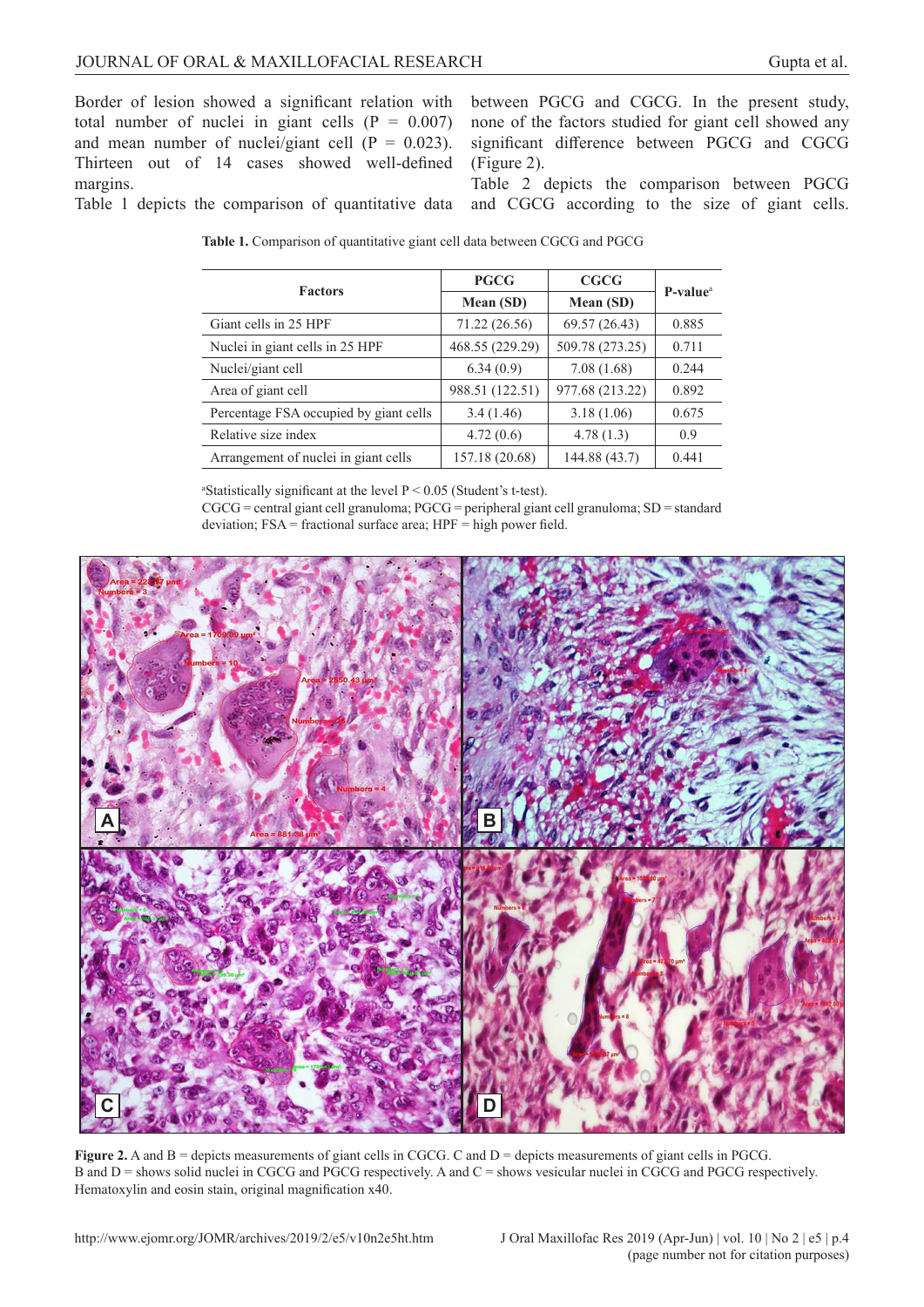Border of lesion showed a significant relation with total number of nuclei in giant cells (P = 0.007) and mean number of nuclei/giant cell (P = 0.023). Thirteen out of 14 cases showed well-defined margins.

Table 1 depicts the comparison of quantitative data between PGCG and CGCG. In the present study, none of the factors studied for giant cell showed any significant difference between PGCG and CGCG (Figure 2).

Table 2 depicts the comparison between PGCG and CGCG according to the size of giant cells.

**Table 1.** Comparison of quantitative giant cell data between CGCG and PGCG

| Factors | PGCG | CGCG | P-value[a] |
|---|---|---|---|
| | Mean (SD) | Mean (SD) | |
| Giant cells in 25 HPF | 71.22 (26.56) | 69.57 (26.43) | 0.885 |
| Nuclei in giant cells in 25 HPF | 468.55 (229.29) | 509.78 (273.25) | 0.711 |
| Nuclei/giant cell | 6.34 (0.9) | 7.08 (1.68) | 0.244 |
| Area of giant cell | 988.51 (122.51) | 977.68 (213.22) | 0.892 |
| Percentage FSA occupied by giant cells | 3.4 (1.46) | 3.18 (1.06) | 0.675 |
| Relative size index | 4.72 (0.6) | 4.78 (1.3) | 0.9 |
| Arrangement of nuclei in giant cells | 157.18 (20.68) | 144.88 (43.7) | 0.441 |

[a]Statistically significant at the level P < 0.05 (Student's t-test).
CGCG = central giant cell granuloma; PGCG = peripheral giant cell granuloma; SD = standard deviation; FSA = fractional surface area; HPF = high power field.

**Figure 2.** A and B = depicts measurements of giant cells in CGCG. C and D = depicts measurements of giant cells in PGCG. B and D = shows solid nuclei in CGCG and PGCG respectively. A and C = shows vesicular nuclei in CGCG and PGCG respectively. Hematoxylin and eosin stain, original magnification x40.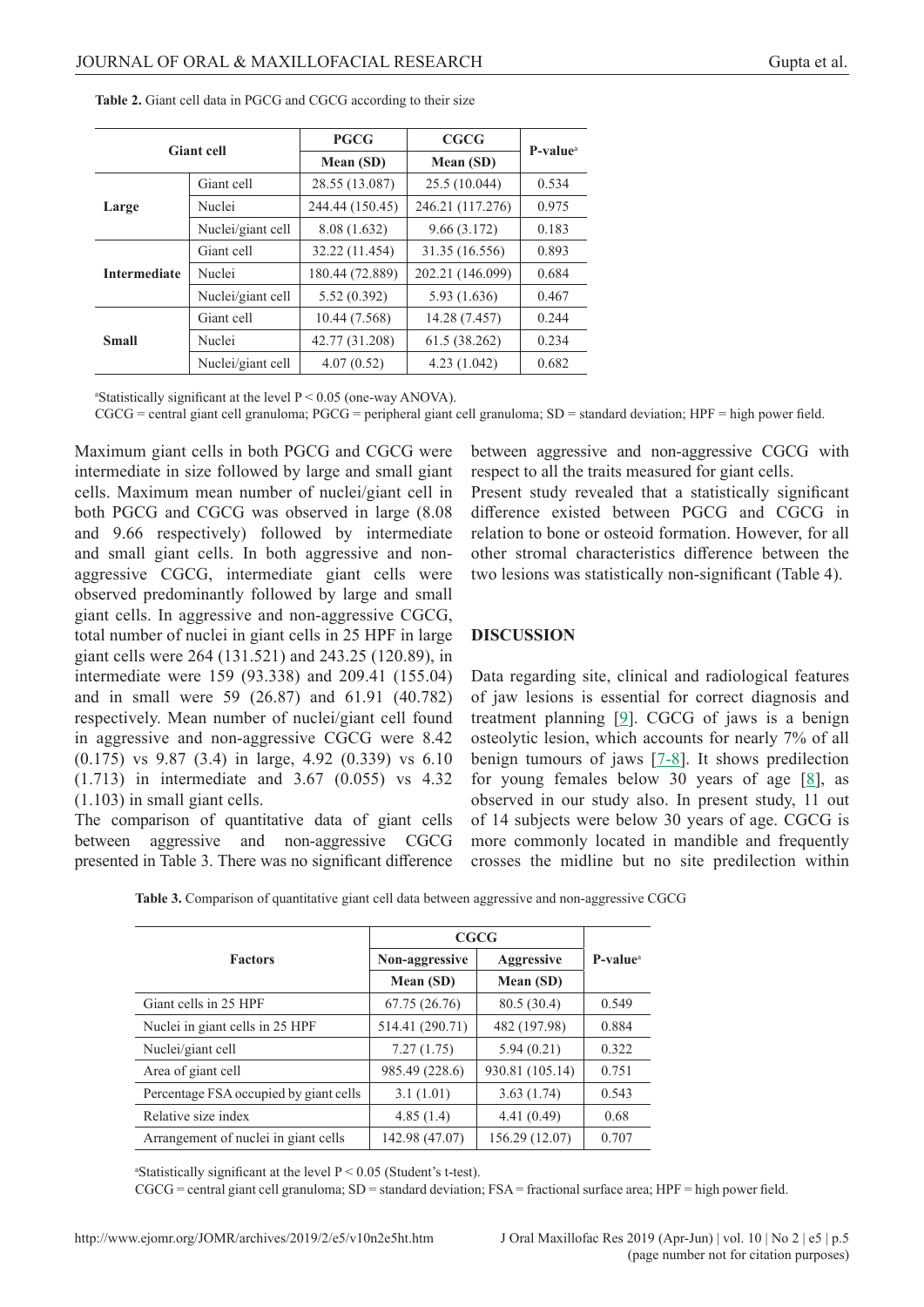**Table 2.** Giant cell data in PGCG and CGCG according to their size

| Giant cell | | PGCG | CGCG | P-value[a] |
|---|---|---|---|---|
| | | Mean (SD) | Mean (SD) | |
| Large | Giant cell | 28.55 (13.087) | 25.5 (10.044) | 0.534 |
| | Nuclei | 244.44 (150.45) | 246.21 (117.276) | 0.975 |
| | Nuclei/giant cell | 8.08 (1.632) | 9.66 (3.172) | 0.183 |
| Intermediate | Giant cell | 32.22 (11.454) | 31.35 (16.556) | 0.893 |
| | Nuclei | 180.44 (72.889) | 202.21 (146.099) | 0.684 |
| | Nuclei/giant cell | 5.52 (0.392) | 5.93 (1.636) | 0.467 |
| Small | Giant cell | 10.44 (7.568) | 14.28 (7.457) | 0.244 |
| | Nuclei | 42.77 (31.208) | 61.5 (38.262) | 0.234 |
| | Nuclei/giant cell | 4.07 (0.52) | 4.23 (1.042) | 0.682 |

[a]Statistically significant at the level P < 0.05 (one-way ANOVA).

CGCG = central giant cell granuloma; PGCG = peripheral giant cell granuloma; SD = standard deviation; HPF = high power field.

Maximum giant cells in both PGCG and CGCG were intermediate in size followed by large and small giant cells. Maximum mean number of nuclei/giant cell in both PGCG and CGCG was observed in large (8.08 and 9.66 respectively) followed by intermediate and small giant cells. In both aggressive and non-aggressive CGCG, intermediate giant cells were observed predominantly followed by large and small giant cells. In aggressive and non-aggressive CGCG, total number of nuclei in giant cells in 25 HPF in large giant cells were 264 (131.521) and 243.25 (120.89), in intermediate were 159 (93.338) and 209.41 (155.04) and in small were 59 (26.87) and 61.91 (40.782) respectively. Mean number of nuclei/giant cell found in aggressive and non-aggressive CGCG were 8.42 (0.175) vs 9.87 (3.4) in large, 4.92 (0.339) vs 6.10 (1.713) in intermediate and 3.67 (0.055) vs 4.32 (1.103) in small giant cells.

The comparison of quantitative data of giant cells between aggressive and non-aggressive CGCG presented in Table 3. There was no significant difference between aggressive and non-aggressive CGCG with respect to all the traits measured for giant cells.

Present study revealed that a statistically significant difference existed between PGCG and CGCG in relation to bone or osteoid formation. However, for all other stromal characteristics difference between the two lesions was statistically non-significant (Table 4).

## DISCUSSION

Data regarding site, clinical and radiological features of jaw lesions is essential for correct diagnosis and treatment planning [9]. CGCG of jaws is a benign osteolytic lesion, which accounts for nearly 7% of all benign tumours of jaws [7-8]. It shows predilection for young females below 30 years of age [8], as observed in our study also. In present study, 11 out of 14 subjects were below 30 years of age. CGCG is more commonly located in mandible and frequently crosses the midline but no site predilection within

**Table 3.** Comparison of quantitative giant cell data between aggressive and non-aggressive CGCG

| Factors | CGCG | | P-value[a] |
|---|---|---|---|
| | Non-aggressive | Aggressive | |
| | Mean (SD) | Mean (SD) | |
| Giant cells in 25 HPF | 67.75 (26.76) | 80.5 (30.4) | 0.549 |
| Nuclei in giant cells in 25 HPF | 514.41 (290.71) | 482 (197.98) | 0.884 |
| Nuclei/giant cell | 7.27 (1.75) | 5.94 (0.21) | 0.322 |
| Area of giant cell | 985.49 (228.6) | 930.81 (105.14) | 0.751 |
| Percentage FSA occupied by giant cells | 3.1 (1.01) | 3.63 (1.74) | 0.543 |
| Relative size index | 4.85 (1.4) | 4.41 (0.49) | 0.68 |
| Arrangement of nuclei in giant cells | 142.98 (47.07) | 156.29 (12.07) | 0.707 |

[a]Statistically significant at the level P < 0.05 (Student's t-test).

CGCG = central giant cell granuloma; SD = standard deviation; FSA = fractional surface area; HPF = high power field.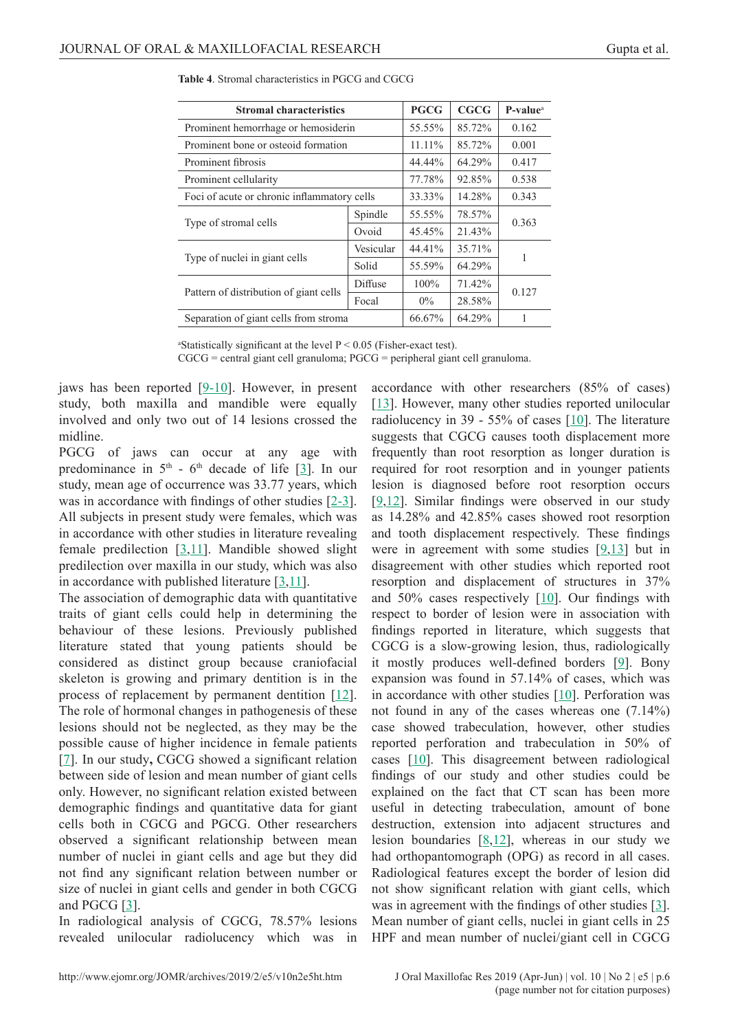**Table 4**. Stromal characteristics in PGCG and CGCG

| Stromal characteristics | | PGCG | CGCG | P-value[a] |
|---|---|---|---|---|
| Prominent hemorrhage or hemosiderin | | 55.55% | 85.72% | 0.162 |
| Prominent bone or osteoid formation | | 11.11% | 85.72% | 0.001 |
| Prominent fibrosis | | 44.44% | 64.29% | 0.417 |
| Prominent cellularity | | 77.78% | 92.85% | 0.538 |
| Foci of acute or chronic inflammatory cells | | 33.33% | 14.28% | 0.343 |
| Type of stromal cells | Spindle | 55.55% | 78.57% | 0.363 |
| | Ovoid | 45.45% | 21.43% | |
| Type of nuclei in giant cells | Vesicular | 44.41% | 35.71% | 1 |
| | Solid | 55.59% | 64.29% | |
| Pattern of distribution of giant cells | Diffuse | 100% | 71.42% | 0.127 |
| | Focal | 0% | 28.58% | |
| Separation of giant cells from stroma | | 66.67% | 64.29% | 1 |

[a]Statistically significant at the level $P < 0.05$ (Fisher-exact test).
CGCG = central giant cell granuloma; PGCG = peripheral giant cell granuloma.

jaws has been reported [9-10]. However, in present study, both maxilla and mandible were equally involved and only two out of 14 lesions crossed the midline.

PGCG of jaws can occur at any age with predominance in 5th - 6th decade of life [3]. In our study, mean age of occurrence was 33.77 years, which was in accordance with findings of other studies [2-3]. All subjects in present study were females, which was in accordance with other studies in literature revealing female predilection [3,11]. Mandible showed slight predilection over maxilla in our study, which was also in accordance with published literature [3,11].

The association of demographic data with quantitative traits of giant cells could help in determining the behaviour of these lesions. Previously published literature stated that young patients should be considered as distinct group because craniofacial skeleton is growing and primary dentition is in the process of replacement by permanent dentition [12]. The role of hormonal changes in pathogenesis of these lesions should not be neglected, as they may be the possible cause of higher incidence in female patients [7]. In our study, CGCG showed a significant relation between side of lesion and mean number of giant cells only. However, no significant relation existed between demographic findings and quantitative data for giant cells both in CGCG and PGCG. Other researchers observed a significant relationship between mean number of nuclei in giant cells and age but they did not find any significant relation between number or size of nuclei in giant cells and gender in both CGCG and PGCG [3].

In radiological analysis of CGCG, 78.57% lesions revealed unilocular radiolucency which was in accordance with other researchers (85% of cases) [13]. However, many other studies reported unilocular radiolucency in 39 - 55% of cases [10]. The literature suggests that CGCG causes tooth displacement more frequently than root resorption as longer duration is required for root resorption and in younger patients lesion is diagnosed before root resorption occurs [9,12]. Similar findings were observed in our study as 14.28% and 42.85% cases showed root resorption and tooth displacement respectively. These findings were in agreement with some studies [9,13] but in disagreement with other studies which reported root resorption and displacement of structures in 37% and 50% cases respectively [10]. Our findings with respect to border of lesion were in association with findings reported in literature, which suggests that CGCG is a slow-growing lesion, thus, radiologically it mostly produces well-defined borders [9]. Bony expansion was found in 57.14% of cases, which was in accordance with other studies [10]. Perforation was not found in any of the cases whereas one (7.14%) case showed trabeculation, however, other studies reported perforation and trabeculation in 50% of cases [10]. This disagreement between radiological findings of our study and other studies could be explained on the fact that CT scan has been more useful in detecting trabeculation, amount of bone destruction, extension into adjacent structures and lesion boundaries [8,12], whereas in our study we had orthopantomograph (OPG) as record in all cases. Radiological features except the border of lesion did not show significant relation with giant cells, which was in agreement with the findings of other studies [3]. Mean number of giant cells, nuclei in giant cells in 25 HPF and mean number of nuclei/giant cell in CGCG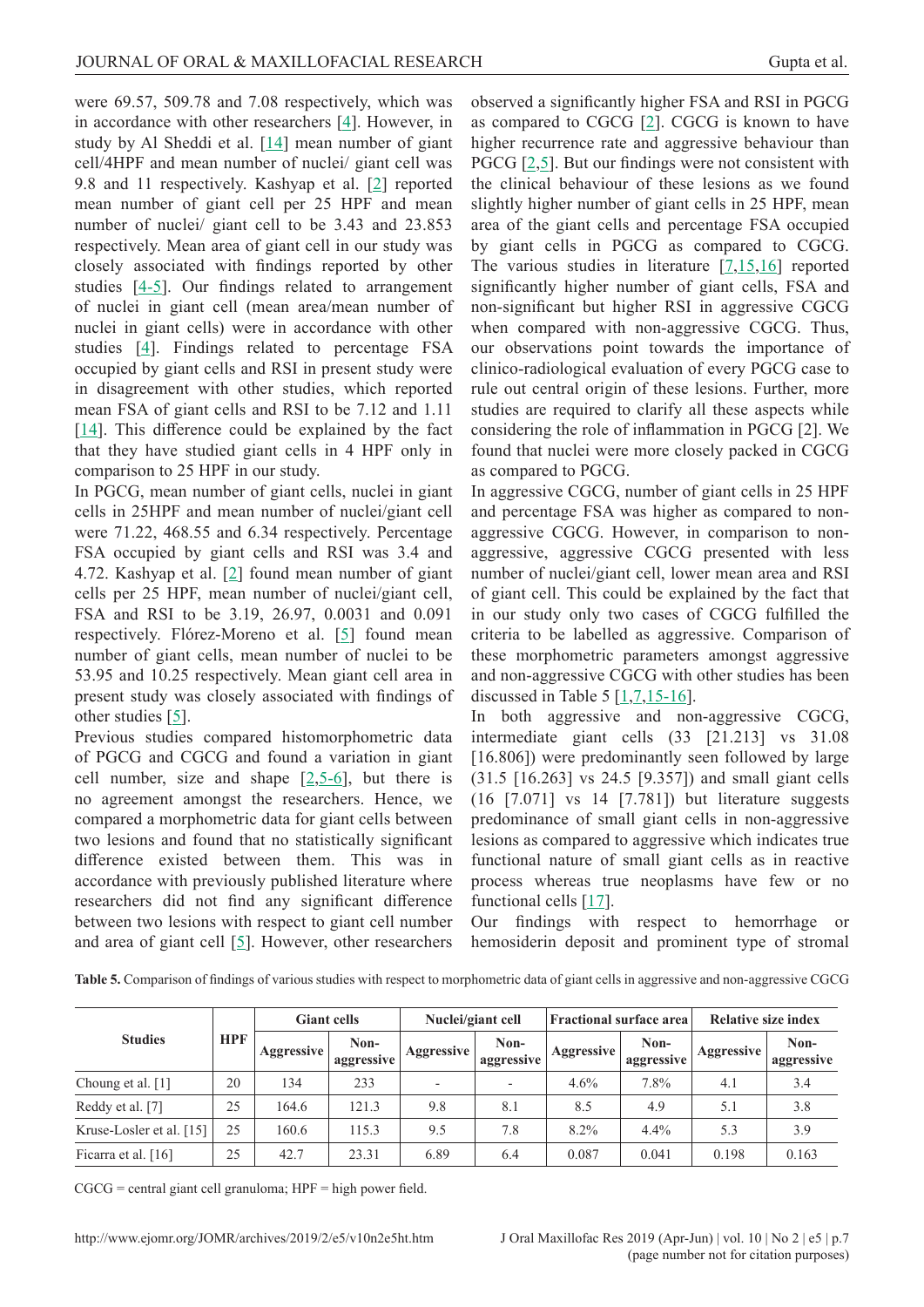were 69.57, 509.78 and 7.08 respectively, which was in accordance with other researchers [4]. However, in study by Al Sheddi et al. [14] mean number of giant cell/4HPF and mean number of nuclei/ giant cell was 9.8 and 11 respectively. Kashyap et al. [2] reported mean number of giant cell per 25 HPF and mean number of nuclei/ giant cell to be 3.43 and 23.853 respectively. Mean area of giant cell in our study was closely associated with findings reported by other studies [4-5]. Our findings related to arrangement of nuclei in giant cell (mean area/mean number of nuclei in giant cells) were in accordance with other studies [4]. Findings related to percentage FSA occupied by giant cells and RSI in present study were in disagreement with other studies, which reported mean FSA of giant cells and RSI to be 7.12 and 1.11 [14]. This difference could be explained by the fact that they have studied giant cells in 4 HPF only in comparison to 25 HPF in our study.

In PGCG, mean number of giant cells, nuclei in giant cells in 25HPF and mean number of nuclei/giant cell were 71.22, 468.55 and 6.34 respectively. Percentage FSA occupied by giant cells and RSI was 3.4 and 4.72. Kashyap et al. [2] found mean number of giant cells per 25 HPF, mean number of nuclei/giant cell, FSA and RSI to be 3.19, 26.97, 0.0031 and 0.091 respectively. Flórez-Moreno et al. [5] found mean number of giant cells, mean number of nuclei to be 53.95 and 10.25 respectively. Mean giant cell area in present study was closely associated with findings of other studies [5].

Previous studies compared histomorphometric data of PGCG and CGCG and found a variation in giant cell number, size and shape [2,5-6], but there is no agreement amongst the researchers. Hence, we compared a morphometric data for giant cells between two lesions and found that no statistically significant difference existed between them. This was in accordance with previously published literature where researchers did not find any significant difference between two lesions with respect to giant cell number and area of giant cell [5]. However, other researchers observed a significantly higher FSA and RSI in PGCG as compared to CGCG [2]. CGCG is known to have higher recurrence rate and aggressive behaviour than PGCG [2,5]. But our findings were not consistent with the clinical behaviour of these lesions as we found slightly higher number of giant cells in 25 HPF, mean area of the giant cells and percentage FSA occupied by giant cells in PGCG as compared to CGCG. The various studies in literature [7,15,16] reported significantly higher number of giant cells, FSA and non-significant but higher RSI in aggressive CGCG when compared with non-aggressive CGCG. Thus, our observations point towards the importance of clinico-radiological evaluation of every PGCG case to rule out central origin of these lesions. Further, more studies are required to clarify all these aspects while considering the role of inflammation in PGCG [2]. We found that nuclei were more closely packed in CGCG as compared to PGCG.

In aggressive CGCG, number of giant cells in 25 HPF and percentage FSA was higher as compared to non-aggressive CGCG. However, in comparison to non-aggressive, aggressive CGCG presented with less number of nuclei/giant cell, lower mean area and RSI of giant cell. This could be explained by the fact that in our study only two cases of CGCG fulfilled the criteria to be labelled as aggressive. Comparison of these morphometric parameters amongst aggressive and non-aggressive CGCG with other studies has been discussed in Table 5 [1,7,15-16].

In both aggressive and non-aggressive CGCG, intermediate giant cells (33 [21.213] vs 31.08 [16.806]) were predominantly seen followed by large (31.5 [16.263] vs 24.5 [9.357]) and small giant cells (16 [7.071] vs 14 [7.781]) but literature suggests predominance of small giant cells in non-aggressive lesions as compared to aggressive which indicates true functional nature of small giant cells as in reactive process whereas true neoplasms have few or no functional cells [17].

Our findings with respect to hemorrhage or hemosiderin deposit and prominent type of stromal

**Table 5.** Comparison of findings of various studies with respect to morphometric data of giant cells in aggressive and non-aggressive CGCG

| Studies | HPF | Giant cells | | Nuclei/giant cell | | Fractional surface area | | Relative size index | |
|---|---|---|---|---|---|---|---|---|---|
| | | Aggressive | Non-aggressive | Aggressive | Non-aggressive | Aggressive | Non-aggressive | Aggressive | Non-aggressive |
| Choung et al. [1] | 20 | 134 | 233 | - | - | 4.6% | 7.8% | 4.1 | 3.4 |
| Reddy et al. [7] | 25 | 164.6 | 121.3 | 9.8 | 8.1 | 8.5 | 4.9 | 5.1 | 3.8 |
| Kruse-Losler et al. [15] | 25 | 160.6 | 115.3 | 9.5 | 7.8 | 8.2% | 4.4% | 5.3 | 3.9 |
| Ficarra et al. [16] | 25 | 42.7 | 23.31 | 6.89 | 6.4 | 0.087 | 0.041 | 0.198 | 0.163 |

CGCG = central giant cell granuloma; HPF = high power field.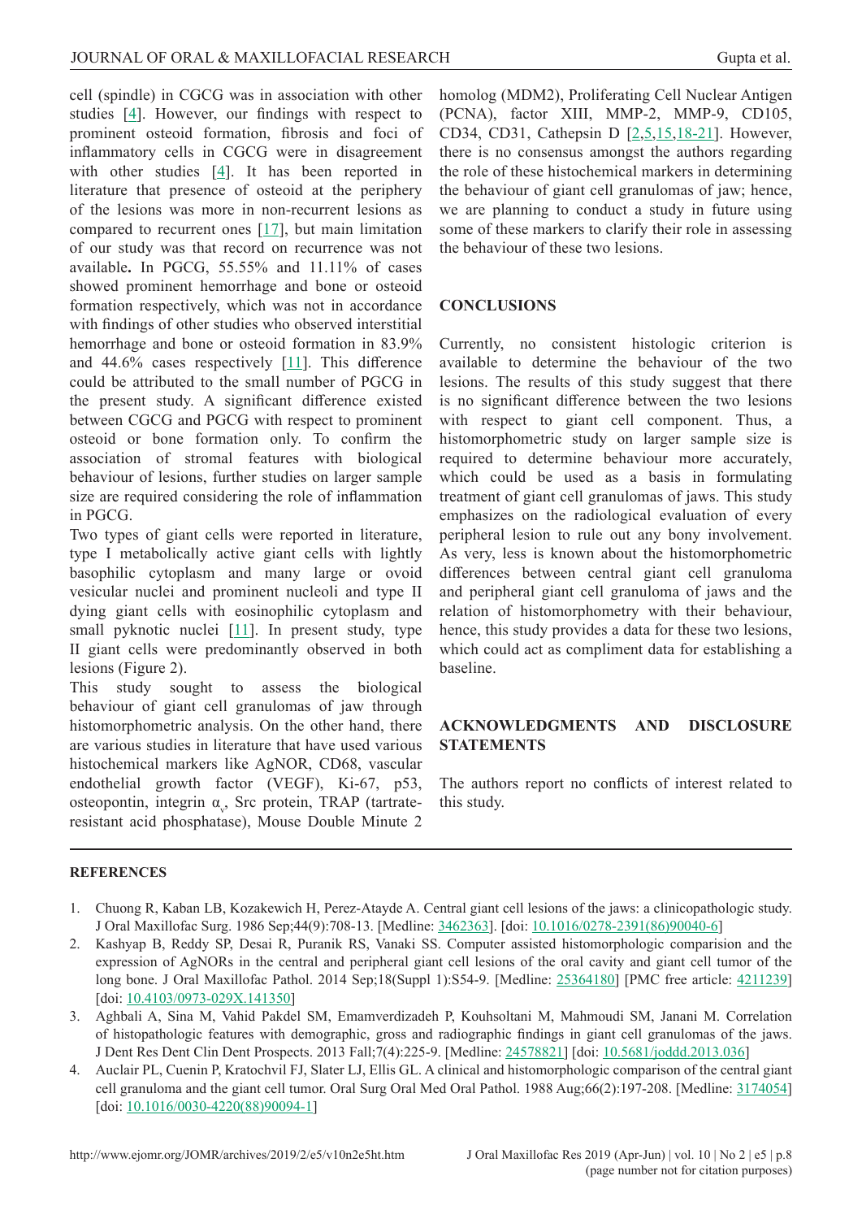cell (spindle) in CGCG was in association with other studies [4]. However, our findings with respect to prominent osteoid formation, fibrosis and foci of inflammatory cells in CGCG were in disagreement with other studies [4]. It has been reported in literature that presence of osteoid at the periphery of the lesions was more in non-recurrent lesions as compared to recurrent ones [17], but main limitation of our study was that record on recurrence was not available**.** In PGCG, 55.55% and 11.11% of cases showed prominent hemorrhage and bone or osteoid formation respectively, which was not in accordance with findings of other studies who observed interstitial hemorrhage and bone or osteoid formation in 83.9% and 44.6% cases respectively [11]. This difference could be attributed to the small number of PGCG in the present study. A significant difference existed between CGCG and PGCG with respect to prominent osteoid or bone formation only. To confirm the association of stromal features with biological behaviour of lesions, further studies on larger sample size are required considering the role of inflammation in PGCG.

Two types of giant cells were reported in literature, type I metabolically active giant cells with lightly basophilic cytoplasm and many large or ovoid vesicular nuclei and prominent nucleoli and type II dying giant cells with eosinophilic cytoplasm and small pyknotic nuclei [11]. In present study, type II giant cells were predominantly observed in both lesions (Figure 2).

This study sought to assess the biological behaviour of giant cell granulomas of jaw through histomorphometric analysis. On the other hand, there are various studies in literature that have used various histochemical markers like AgNOR, CD68, vascular endothelial growth factor (VEGF), Ki-67, p53, osteopontin, integrin $\alpha_v$, Src protein, TRAP (tartrate-resistant acid phosphatase), Mouse Double Minute 2 homolog (MDM2), Proliferating Cell Nuclear Antigen (PCNA), factor XIII, MMP-2, MMP-9, CD105, CD34, CD31, Cathepsin D [2,5,15,18-21]. However, there is no consensus amongst the authors regarding the role of these histochemical markers in determining the behaviour of giant cell granulomas of jaw; hence, we are planning to conduct a study in future using some of these markers to clarify their role in assessing the behaviour of these two lesions.

## CONCLUSIONS

Currently, no consistent histologic criterion is available to determine the behaviour of the two lesions. The results of this study suggest that there is no significant difference between the two lesions with respect to giant cell component. Thus, a histomorphometric study on larger sample size is required to determine behaviour more accurately, which could be used as a basis in formulating treatment of giant cell granulomas of jaws. This study emphasizes on the radiological evaluation of every peripheral lesion to rule out any bony involvement. As very, less is known about the histomorphometric differences between central giant cell granuloma and peripheral giant cell granuloma of jaws and the relation of histomorphometry with their behaviour, hence, this study provides a data for these two lesions, which could act as compliment data for establishing a baseline.

## ACKNOWLEDGMENTS AND DISCLOSURE STATEMENTS

The authors report no conflicts of interest related to this study.

## REFERENCES

1. Chuong R, Kaban LB, Kozakewich H, Perez-Atayde A. Central giant cell lesions of the jaws: a clinicopathologic study. J Oral Maxillofac Surg. 1986 Sep;44(9):708-13. [Medline: 3462363]. [doi: 10.1016/0278-2391(86)90040-6]
2. Kashyap B, Reddy SP, Desai R, Puranik RS, Vanaki SS. Computer assisted histomorphologic comparision and the expression of AgNORs in the central and peripheral giant cell lesions of the oral cavity and giant cell tumor of the long bone. J Oral Maxillofac Pathol. 2014 Sep;18(Suppl 1):S54-9. [Medline: 25364180] [PMC free article: 4211239] [doi: 10.4103/0973-029X.141350]
3. Aghbali A, Sina M, Vahid Pakdel SM, Emamverdizadeh P, Kouhsoltani M, Mahmoudi SM, Janani M. Correlation of histopathologic features with demographic, gross and radiographic findings in giant cell granulomas of the jaws. J Dent Res Dent Clin Dent Prospects. 2013 Fall;7(4):225-9. [Medline: 24578821] [doi: 10.5681/joddd.2013.036]
4. Auclair PL, Cuenin P, Kratochvil FJ, Slater LJ, Ellis GL. A clinical and histomorphologic comparison of the central giant cell granuloma and the giant cell tumor. Oral Surg Oral Med Oral Pathol. 1988 Aug;66(2):197-208. [Medline: 3174054] [doi: 10.1016/0030-4220(88)90094-1]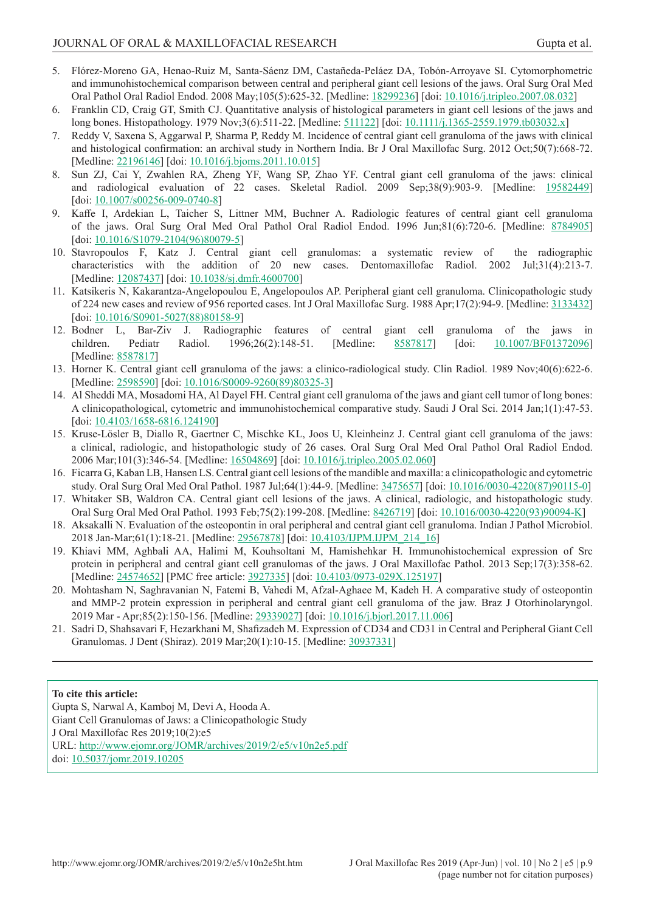5. Flórez-Moreno GA, Henao-Ruiz M, Santa-Sáenz DM, Castañeda-Peláez DA, Tobón-Arroyave SI. Cytomorphometric and immunohistochemical comparison between central and peripheral giant cell lesions of the jaws. Oral Surg Oral Med Oral Pathol Oral Radiol Endod. 2008 May;105(5):625-32. [Medline: 18299236] [doi: 10.1016/j.tripleo.2007.08.032]
6. Franklin CD, Craig GT, Smith CJ. Quantitative analysis of histological parameters in giant cell lesions of the jaws and long bones. Histopathology. 1979 Nov;3(6):511-22. [Medline: 511122] [doi: 10.1111/j.1365-2559.1979.tb03032.x]
7. Reddy V, Saxena S, Aggarwal P, Sharma P, Reddy M. Incidence of central giant cell granuloma of the jaws with clinical and histological confirmation: an archival study in Northern India. Br J Oral Maxillofac Surg. 2012 Oct;50(7):668-72. [Medline: 22196146] [doi: 10.1016/j.bjoms.2011.10.015]
8. Sun ZJ, Cai Y, Zwahlen RA, Zheng YF, Wang SP, Zhao YF. Central giant cell granuloma of the jaws: clinical and radiological evaluation of 22 cases. Skeletal Radiol. 2009 Sep;38(9):903-9. [Medline: 19582449] [doi: 10.1007/s00256-009-0740-8]
9. Kaffe I, Ardekian L, Taicher S, Littner MM, Buchner A. Radiologic features of central giant cell granuloma of the jaws. Oral Surg Oral Med Oral Pathol Oral Radiol Endod. 1996 Jun;81(6):720-6. [Medline: 8784905] [doi: 10.1016/S1079-2104(96)80079-5]
10. Stavropoulos F, Katz J. Central giant cell granulomas: a systematic review of the radiographic characteristics with the addition of 20 new cases. Dentomaxillofac Radiol. 2002 Jul;31(4):213-7. [Medline: 12087437] [doi: 10.1038/sj.dmfr.4600700]
11. Katsikeris N, Kakarantza-Angelopoulou E, Angelopoulos AP. Peripheral giant cell granuloma. Clinicopathologic study of 224 new cases and review of 956 reported cases. Int J Oral Maxillofac Surg. 1988 Apr;17(2):94-9. [Medline: 3133432] [doi: 10.1016/S0901-5027(88)80158-9]
12. Bodner L, Bar-Ziv J. Radiographic features of central giant cell granuloma of the jaws in children. Pediatr Radiol. 1996;26(2):148-51. [Medline: 8587817] [doi: 10.1007/BF01372096] [Medline: 8587817]
13. Horner K. Central giant cell granuloma of the jaws: a clinico-radiological study. Clin Radiol. 1989 Nov;40(6):622-6. [Medline: 2598590] [doi: 10.1016/S0009-9260(89)80325-3]
14. Al Sheddi MA, Mosadomi HA, Al Dayel FH. Central giant cell granuloma of the jaws and giant cell tumor of long bones: A clinicopathological, cytometric and immunohistochemical comparative study. Saudi J Oral Sci. 2014 Jan;1(1):47-53. [doi: 10.4103/1658-6816.124190]
15. Kruse-Lösler B, Diallo R, Gaertner C, Mischke KL, Joos U, Kleinheinz J. Central giant cell granuloma of the jaws: a clinical, radiologic, and histopathologic study of 26 cases. Oral Surg Oral Med Oral Pathol Oral Radiol Endod. 2006 Mar;101(3):346-54. [Medline: 16504869] [doi: 10.1016/j.tripleo.2005.02.060]
16. Ficarra G, Kaban LB, Hansen LS. Central giant cell lesions of the mandible and maxilla: a clinicopathologic and cytometric study. Oral Surg Oral Med Oral Pathol. 1987 Jul;64(1):44-9. [Medline: 3475657] [doi: 10.1016/0030-4220(87)90115-0]
17. Whitaker SB, Waldron CA. Central giant cell lesions of the jaws. A clinical, radiologic, and histopathologic study. Oral Surg Oral Med Oral Pathol. 1993 Feb;75(2):199-208. [Medline: 8426719] [doi: 10.1016/0030-4220(93)90094-K]
18. Aksakalli N. Evaluation of the osteopontin in oral peripheral and central giant cell granuloma. Indian J Pathol Microbiol. 2018 Jan-Mar;61(1):18-21. [Medline: 29567878] [doi: 10.4103/IJPM.IJPM_214_16]
19. Khiavi MM, Aghbali AA, Halimi M, Kouhsoltani M, Hamishehkar H. Immunohistochemical expression of Src protein in peripheral and central giant cell granulomas of the jaws. J Oral Maxillofac Pathol. 2013 Sep;17(3):358-62. [Medline: 24574652] [PMC free article: 3927335] [doi: 10.4103/0973-029X.125197]
20. Mohtasham N, Saghravanian N, Fatemi B, Vahedi M, Afzal-Aghaee M, Kadeh H. A comparative study of osteopontin and MMP-2 protein expression in peripheral and central giant cell granuloma of the jaw. Braz J Otorhinolaryngol. 2019 Mar - Apr;85(2):150-156. [Medline: 29339027] [doi: 10.1016/j.bjorl.2017.11.006]
21. Sadri D, Shahsavari F, Hezarkhani M, Shafizadeh M. Expression of CD34 and CD31 in Central and Peripheral Giant Cell Granulomas. J Dent (Shiraz). 2019 Mar;20(1):10-15. [Medline: 30937331]

---

**To cite this article:**
Gupta S, Narwal A, Kamboj M, Devi A, Hooda A.
Giant Cell Granulomas of Jaws: a Clinicopathologic Study
J Oral Maxillofac Res 2019;10(2):e5
URL: http://www.ejomr.org/JOMR/archives/2019/2/e5/v10n2e5.pdf
doi: 10.5037/jomr.2019.10205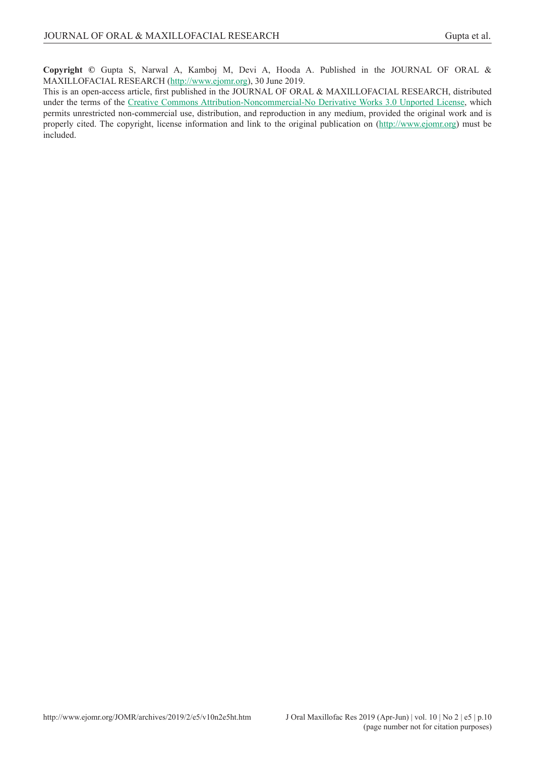**Copyright ©** Gupta S, Narwal A, Kamboj M, Devi A, Hooda A. Published in the JOURNAL OF ORAL & MAXILLOFACIAL RESEARCH (http://www.ejomr.org), 30 June 2019.

This is an open-access article, first published in the JOURNAL OF ORAL & MAXILLOFACIAL RESEARCH, distributed under the terms of the Creative Commons Attribution-Noncommercial-No Derivative Works 3.0 Unported License, which permits unrestricted non-commercial use, distribution, and reproduction in any medium, provided the original work and is properly cited. The copyright, license information and link to the original publication on (http://www.ejomr.org) must be included.